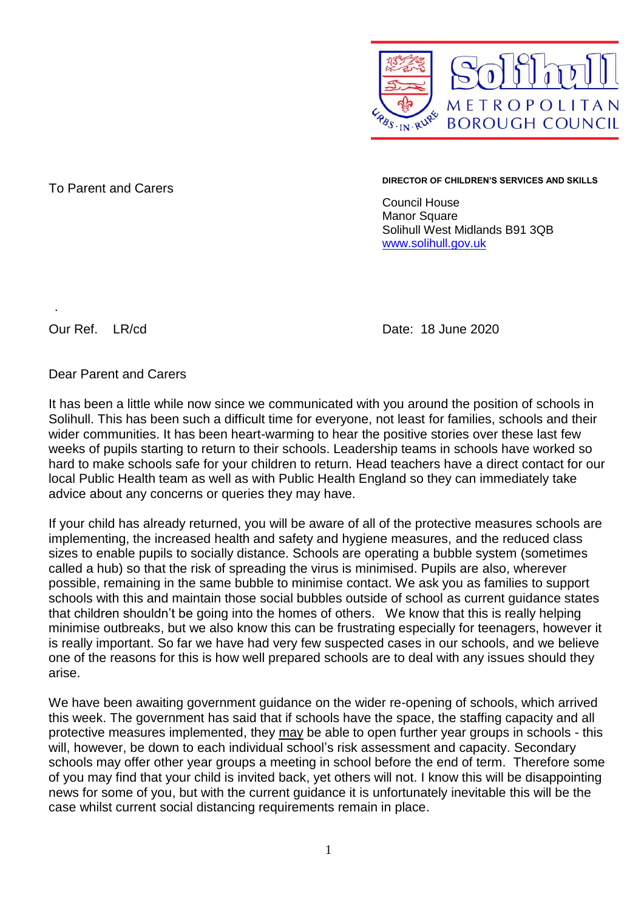Solihull Metropolitan Borough Council

To Parent and Carers

**DIRECTOR OF CHILDREN'S SERVICES AND SKILLS**

Council House
Manor Square
Solihull West Midlands B91 3QB
www.solihull.gov.uk

Our Ref. LR/cd

Date: 18 June 2020

Dear Parent and Carers

It has been a little while now since we communicated with you around the position of schools in Solihull. This has been such a difficult time for everyone, not least for families, schools and their wider communities. It has been heart-warming to hear the positive stories over these last few weeks of pupils starting to return to their schools. Leadership teams in schools have worked so hard to make schools safe for your children to return. Head teachers have a direct contact for our local Public Health team as well as with Public Health England so they can immediately take advice about any concerns or queries they may have.

If your child has already returned, you will be aware of all of the protective measures schools are implementing, the increased health and safety and hygiene measures, and the reduced class sizes to enable pupils to socially distance. Schools are operating a bubble system (sometimes called a hub) so that the risk of spreading the virus is minimised. Pupils are also, wherever possible, remaining in the same bubble to minimise contact. We ask you as families to support schools with this and maintain those social bubbles outside of school as current guidance states that children shouldn't be going into the homes of others. We know that this is really helping minimise outbreaks, but we also know this can be frustrating especially for teenagers, however it is really important. So far we have had very few suspected cases in our schools, and we believe one of the reasons for this is how well prepared schools are to deal with any issues should they arise.

We have been awaiting government guidance on the wider re-opening of schools, which arrived this week. The government has said that if schools have the space, the staffing capacity and all protective measures implemented, they may be able to open further year groups in schools - this will, however, be down to each individual school's risk assessment and capacity. Secondary schools may offer other year groups a meeting in school before the end of term. Therefore some of you may find that your child is invited back, yet others will not. I know this will be disappointing news for some of you, but with the current guidance it is unfortunately inevitable this will be the case whilst current social distancing requirements remain in place.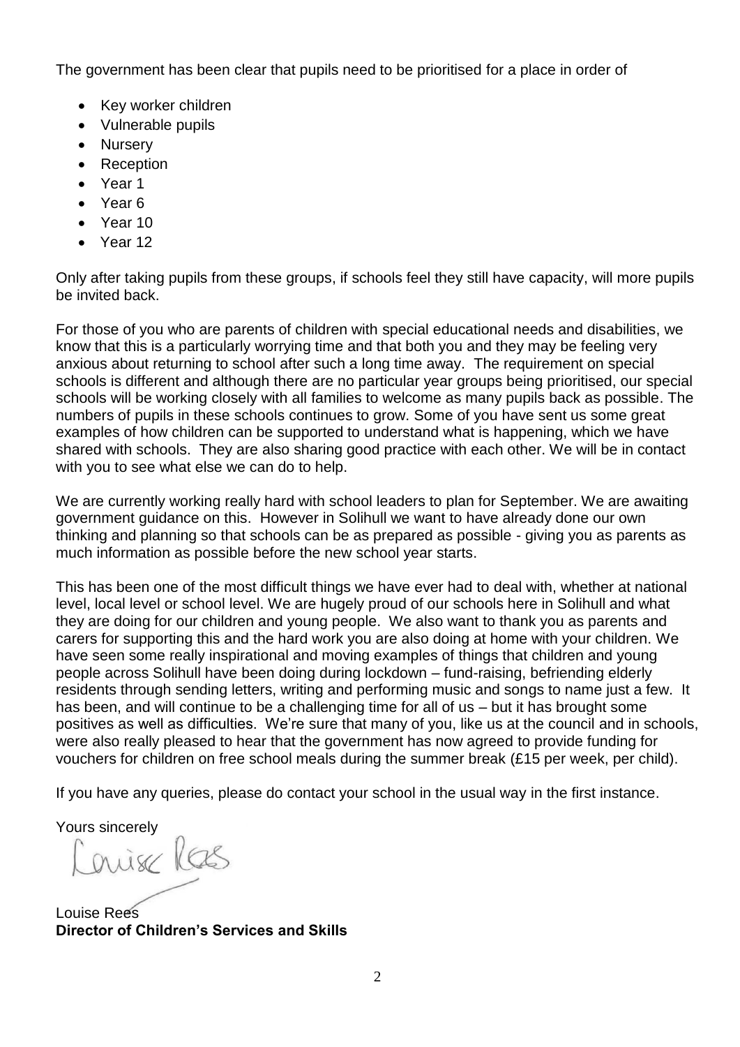The government has been clear that pupils need to be prioritised for a place in order of

- Key worker children
- Vulnerable pupils
- Nursery
- Reception
- Year 1
- Year 6
- Year 10
- Year 12

Only after taking pupils from these groups, if schools feel they still have capacity, will more pupils be invited back.

For those of you who are parents of children with special educational needs and disabilities, we know that this is a particularly worrying time and that both you and they may be feeling very anxious about returning to school after such a long time away. The requirement on special schools is different and although there are no particular year groups being prioritised, our special schools will be working closely with all families to welcome as many pupils back as possible. The numbers of pupils in these schools continues to grow. Some of you have sent us some great examples of how children can be supported to understand what is happening, which we have shared with schools. They are also sharing good practice with each other. We will be in contact with you to see what else we can do to help.

We are currently working really hard with school leaders to plan for September. We are awaiting government guidance on this. However in Solihull we want to have already done our own thinking and planning so that schools can be as prepared as possible - giving you as parents as much information as possible before the new school year starts.

This has been one of the most difficult things we have ever had to deal with, whether at national level, local level or school level. We are hugely proud of our schools here in Solihull and what they are doing for our children and young people. We also want to thank you as parents and carers for supporting this and the hard work you are also doing at home with your children. We have seen some really inspirational and moving examples of things that children and young people across Solihull have been doing during lockdown – fund-raising, befriending elderly residents through sending letters, writing and performing music and songs to name just a few. It has been, and will continue to be a challenging time for all of us – but it has brought some positives as well as difficulties. We're sure that many of you, like us at the council and in schools, were also really pleased to hear that the government has now agreed to provide funding for vouchers for children on free school meals during the summer break (£15 per week, per child).

If you have any queries, please do contact your school in the usual way in the first instance.

Yours sincerely

Louise Rees

Louise Rees
**Director of Children's Services and Skills**